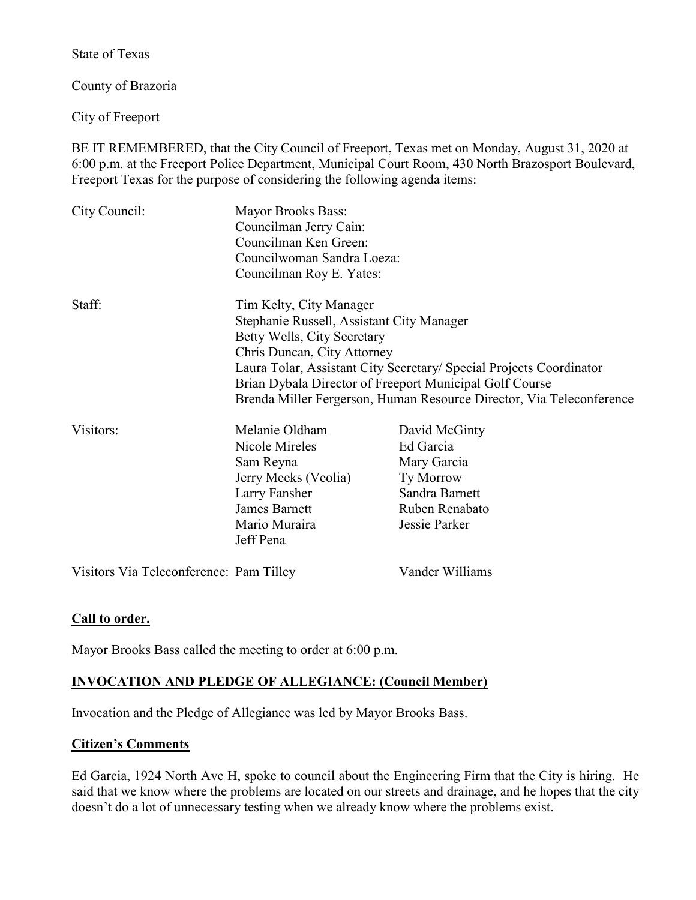State of Texas

County of Brazoria

City of Freeport

BE IT REMEMBERED, that the City Council of Freeport, Texas met on Monday, August 31, 2020 at 6:00 p.m. at the Freeport Police Department, Municipal Court Room, 430 North Brazosport Boulevard, Freeport Texas for the purpose of considering the following agenda items:

| | | |
|---|---|---|
| City Council: | Mayor Brooks Bass:<br>Councilman Jerry Cain:<br>Councilman Ken Green:<br>Councilwoman Sandra Loeza:<br>Councilman Roy E. Yates: | |
| Staff: | Tim Kelty, City Manager<br>Stephanie Russell, Assistant City Manager<br>Betty Wells, City Secretary<br>Chris Duncan, City Attorney<br>Laura Tolar, Assistant City Secretary/ Special Projects Coordinator<br>Brian Dybala Director of Freeport Municipal Golf Course<br>Brenda Miller Fergerson, Human Resource Director, Via Teleconference | |
| Visitors: | Melanie Oldham<br>Nicole Mireles<br>Sam Reyna<br>Jerry Meeks (Veolia)<br>Larry Fansher<br>James Barnett<br>Mario Muraira<br>Jeff Pena | David McGinty<br>Ed Garcia<br>Mary Garcia<br>Ty Morrow<br>Sandra Barnett<br>Ruben Renabato<br>Jessie Parker |
| Visitors Via Teleconference: | Pam Tilley | Vander Williams |

**Call to order.**

Mayor Brooks Bass called the meeting to order at 6:00 p.m.

**INVOCATION AND PLEDGE OF ALLEGIANCE: (Council Member)**

Invocation and the Pledge of Allegiance was led by Mayor Brooks Bass.

**Citizen's Comments**

Ed Garcia, 1924 North Ave H, spoke to council about the Engineering Firm that the City is hiring. He said that we know where the problems are located on our streets and drainage, and he hopes that the city doesn't do a lot of unnecessary testing when we already know where the problems exist.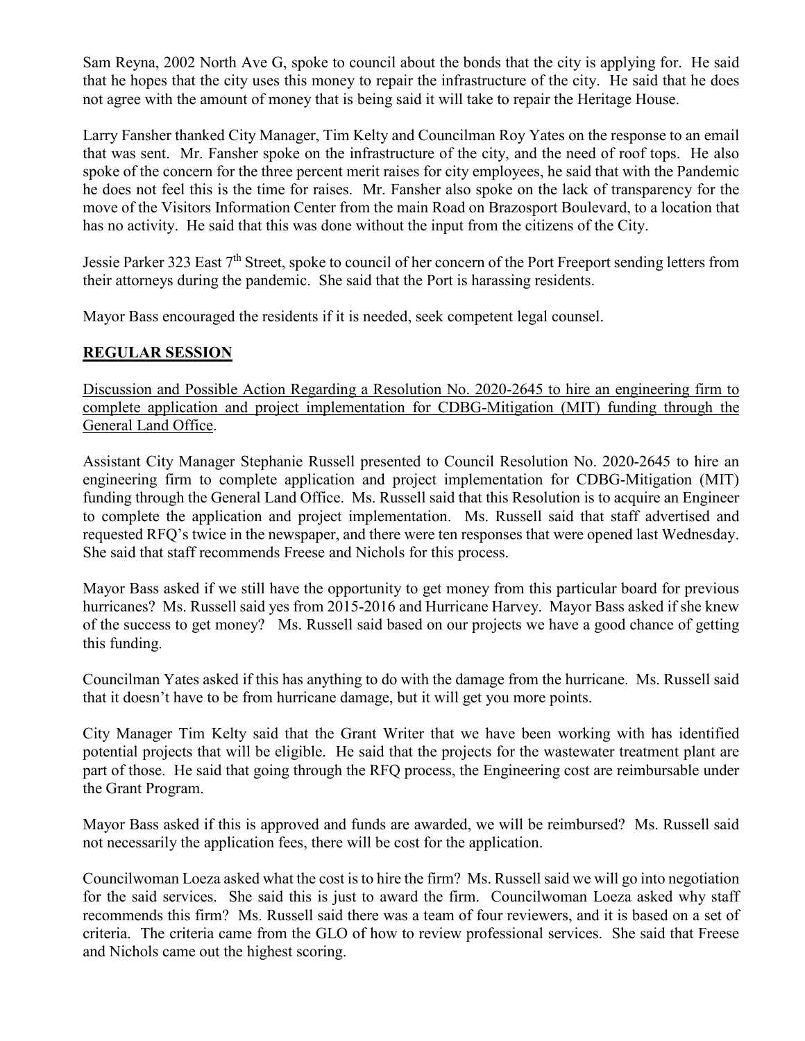Sam Reyna, 2002 North Ave G, spoke to council about the bonds that the city is applying for. He said that he hopes that the city uses this money to repair the infrastructure of the city. He said that he does not agree with the amount of money that is being said it will take to repair the Heritage House.

Larry Fansher thanked City Manager, Tim Kelty and Councilman Roy Yates on the response to an email that was sent. Mr. Fansher spoke on the infrastructure of the city, and the need of roof tops. He also spoke of the concern for the three percent merit raises for city employees, he said that with the Pandemic he does not feel this is the time for raises. Mr. Fansher also spoke on the lack of transparency for the move of the Visitors Information Center from the main Road on Brazosport Boulevard, to a location that has no activity. He said that this was done without the input from the citizens of the City.

Jessie Parker 323 East 7th Street, spoke to council of her concern of the Port Freeport sending letters from their attorneys during the pandemic. She said that the Port is harassing residents.

Mayor Bass encouraged the residents if it is needed, seek competent legal counsel.

## REGULAR SESSION

Discussion and Possible Action Regarding a Resolution No. 2020-2645 to hire an engineering firm to complete application and project implementation for CDBG-Mitigation (MIT) funding through the General Land Office.

Assistant City Manager Stephanie Russell presented to Council Resolution No. 2020-2645 to hire an engineering firm to complete application and project implementation for CDBG-Mitigation (MIT) funding through the General Land Office. Ms. Russell said that this Resolution is to acquire an Engineer to complete the application and project implementation. Ms. Russell said that staff advertised and requested RFQ's twice in the newspaper, and there were ten responses that were opened last Wednesday. She said that staff recommends Freese and Nichols for this process.

Mayor Bass asked if we still have the opportunity to get money from this particular board for previous hurricanes? Ms. Russell said yes from 2015-2016 and Hurricane Harvey. Mayor Bass asked if she knew of the success to get money? Ms. Russell said based on our projects we have a good chance of getting this funding.

Councilman Yates asked if this has anything to do with the damage from the hurricane. Ms. Russell said that it doesn't have to be from hurricane damage, but it will get you more points.

City Manager Tim Kelty said that the Grant Writer that we have been working with has identified potential projects that will be eligible. He said that the projects for the wastewater treatment plant are part of those. He said that going through the RFQ process, the Engineering cost are reimbursable under the Grant Program.

Mayor Bass asked if this is approved and funds are awarded, we will be reimbursed? Ms. Russell said not necessarily the application fees, there will be cost for the application.

Councilwoman Loeza asked what the cost is to hire the firm? Ms. Russell said we will go into negotiation for the said services. She said this is just to award the firm. Councilwoman Loeza asked why staff recommends this firm? Ms. Russell said there was a team of four reviewers, and it is based on a set of criteria. The criteria came from the GLO of how to review professional services. She said that Freese and Nichols came out the highest scoring.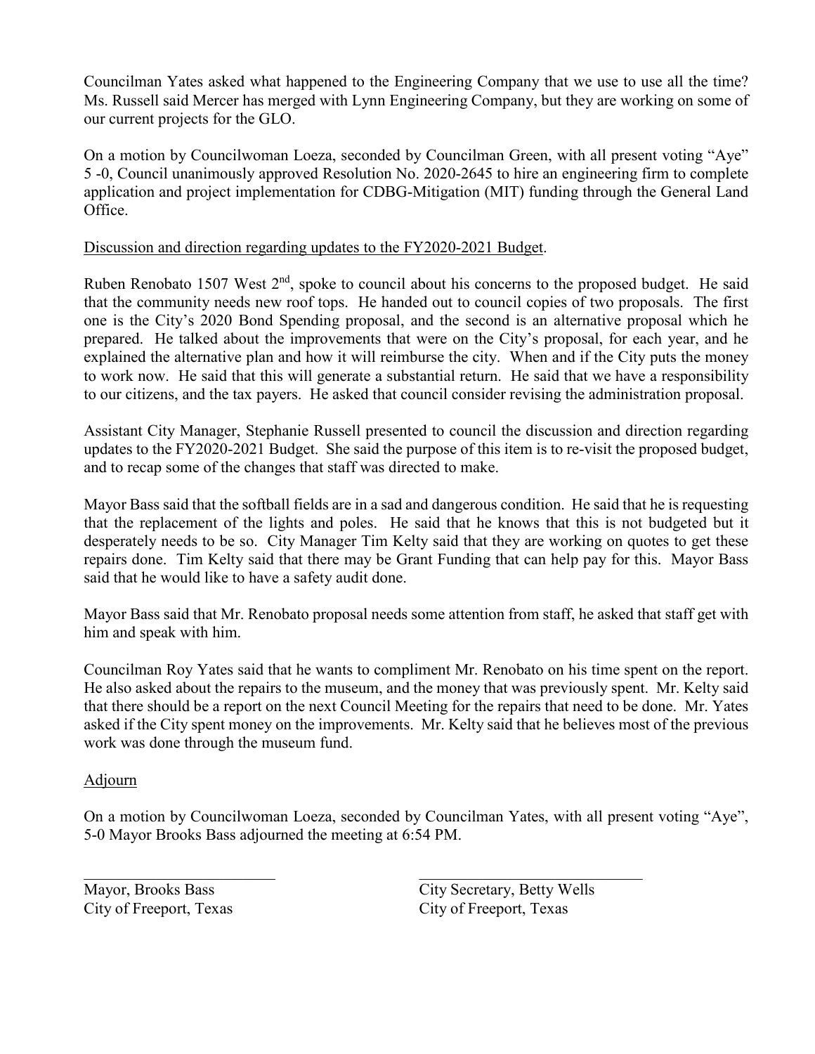Councilman Yates asked what happened to the Engineering Company that we use to use all the time? Ms. Russell said Mercer has merged with Lynn Engineering Company, but they are working on some of our current projects for the GLO.

On a motion by Councilwoman Loeza, seconded by Councilman Green, with all present voting "Aye" 5 -0, Council unanimously approved Resolution No. 2020-2645 to hire an engineering firm to complete application and project implementation for CDBG-Mitigation (MIT) funding through the General Land Office.

<u>Discussion and direction regarding updates to the FY2020-2021 Budget</u>.

Ruben Renobato 1507 West 2nd, spoke to council about his concerns to the proposed budget. He said that the community needs new roof tops. He handed out to council copies of two proposals. The first one is the City's 2020 Bond Spending proposal, and the second is an alternative proposal which he prepared. He talked about the improvements that were on the City's proposal, for each year, and he explained the alternative plan and how it will reimburse the city. When and if the City puts the money to work now. He said that this will generate a substantial return. He said that we have a responsibility to our citizens, and the tax payers. He asked that council consider revising the administration proposal.

Assistant City Manager, Stephanie Russell presented to council the discussion and direction regarding updates to the FY2020-2021 Budget. She said the purpose of this item is to re-visit the proposed budget, and to recap some of the changes that staff was directed to make.

Mayor Bass said that the softball fields are in a sad and dangerous condition. He said that he is requesting that the replacement of the lights and poles. He said that he knows that this is not budgeted but it desperately needs to be so. City Manager Tim Kelty said that they are working on quotes to get these repairs done. Tim Kelty said that there may be Grant Funding that can help pay for this. Mayor Bass said that he would like to have a safety audit done.

Mayor Bass said that Mr. Renobato proposal needs some attention from staff, he asked that staff get with him and speak with him.

Councilman Roy Yates said that he wants to compliment Mr. Renobato on his time spent on the report. He also asked about the repairs to the museum, and the money that was previously spent. Mr. Kelty said that there should be a report on the next Council Meeting for the repairs that need to be done. Mr. Yates asked if the City spent money on the improvements. Mr. Kelty said that he believes most of the previous work was done through the museum fund.

<u>Adjourn</u>

On a motion by Councilwoman Loeza, seconded by Councilman Yates, with all present voting "Aye", 5-0 Mayor Brooks Bass adjourned the meeting at 6:54 PM.

| | |
|---|---|
| \_\_\_\_\_\_\_\_\_\_\_\_\_\_\_\_\_\_\_\_\_\_\_\_ | \_\_\_\_\_\_\_\_\_\_\_\_\_\_\_\_\_\_\_\_\_\_\_\_ |
| Mayor, Brooks Bass | City Secretary, Betty Wells |
| City of Freeport, Texas | City of Freeport, Texas |